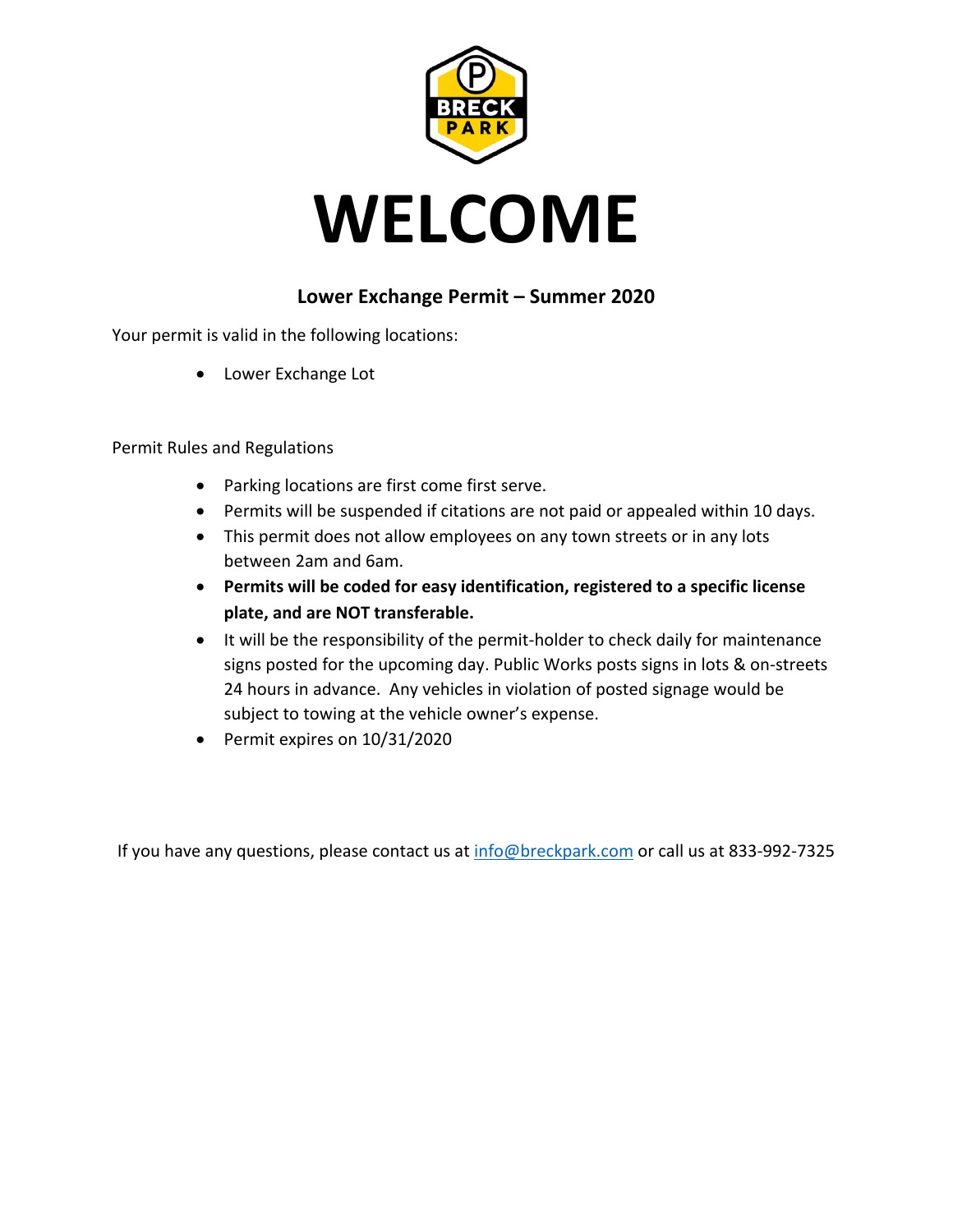# WELCOME

## Lower Exchange Permit – Summer 2020

Your permit is valid in the following locations:

- Lower Exchange Lot

Permit Rules and Regulations

- Parking locations are first come first serve.
- Permits will be suspended if citations are not paid or appealed within 10 days.
- This permit does not allow employees on any town streets or in any lots between 2am and 6am.
- **Permits will be coded for easy identification, registered to a specific license plate, and are NOT transferable.**
- It will be the responsibility of the permit-holder to check daily for maintenance signs posted for the upcoming day. Public Works posts signs in lots & on-streets 24 hours in advance. Any vehicles in violation of posted signage would be subject to towing at the vehicle owner's expense.
- Permit expires on 10/31/2020

If you have any questions, please contact us at info@breckpark.com or call us at 833-992-7325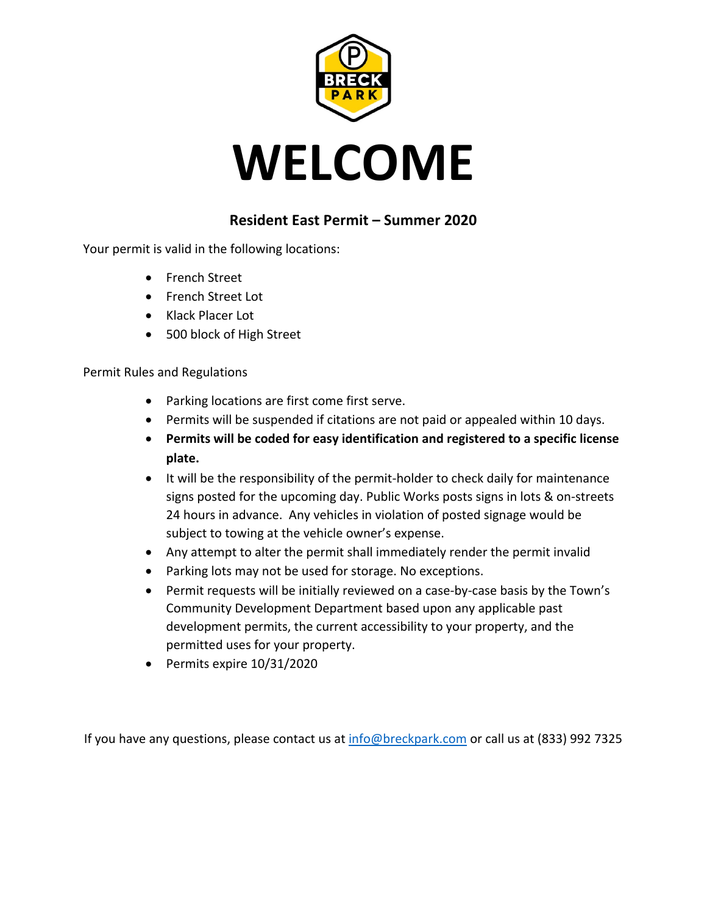BRECK PARK

# WELCOME

### Resident East Permit – Summer 2020

Your permit is valid in the following locations:

- French Street
- French Street Lot
- Klack Placer Lot
- 500 block of High Street

Permit Rules and Regulations

- Parking locations are first come first serve.
- Permits will be suspended if citations are not paid or appealed within 10 days.
- **Permits will be coded for easy identification and registered to a specific license plate.**
- It will be the responsibility of the permit-holder to check daily for maintenance signs posted for the upcoming day. Public Works posts signs in lots & on-streets 24 hours in advance. Any vehicles in violation of posted signage would be subject to towing at the vehicle owner's expense.
- Any attempt to alter the permit shall immediately render the permit invalid
- Parking lots may not be used for storage. No exceptions.
- Permit requests will be initially reviewed on a case-by-case basis by the Town's Community Development Department based upon any applicable past development permits, the current accessibility to your property, and the permitted uses for your property.
- Permits expire 10/31/2020

If you have any questions, please contact us at info@breckpark.com or call us at (833) 992 7325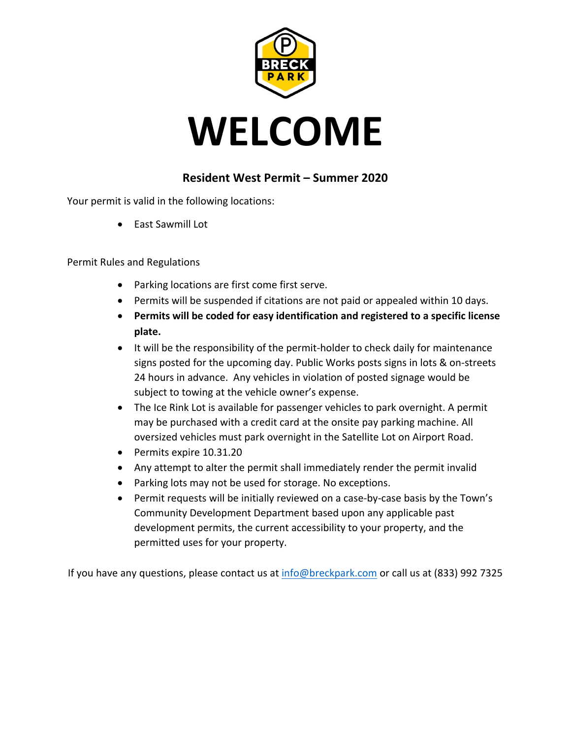BRECK PARK

# WELCOME

### Resident West Permit – Summer 2020

Your permit is valid in the following locations:

- East Sawmill Lot

Permit Rules and Regulations

- Parking locations are first come first serve.
- Permits will be suspended if citations are not paid or appealed within 10 days.
- **Permits will be coded for easy identification and registered to a specific license plate.**
- It will be the responsibility of the permit-holder to check daily for maintenance signs posted for the upcoming day. Public Works posts signs in lots & on-streets 24 hours in advance. Any vehicles in violation of posted signage would be subject to towing at the vehicle owner's expense.
- The Ice Rink Lot is available for passenger vehicles to park overnight. A permit may be purchased with a credit card at the onsite pay parking machine. All oversized vehicles must park overnight in the Satellite Lot on Airport Road.
- Permits expire 10.31.20
- Any attempt to alter the permit shall immediately render the permit invalid
- Parking lots may not be used for storage. No exceptions.
- Permit requests will be initially reviewed on a case-by-case basis by the Town's Community Development Department based upon any applicable past development permits, the current accessibility to your property, and the permitted uses for your property.

If you have any questions, please contact us at info@breckpark.com or call us at (833) 992 7325